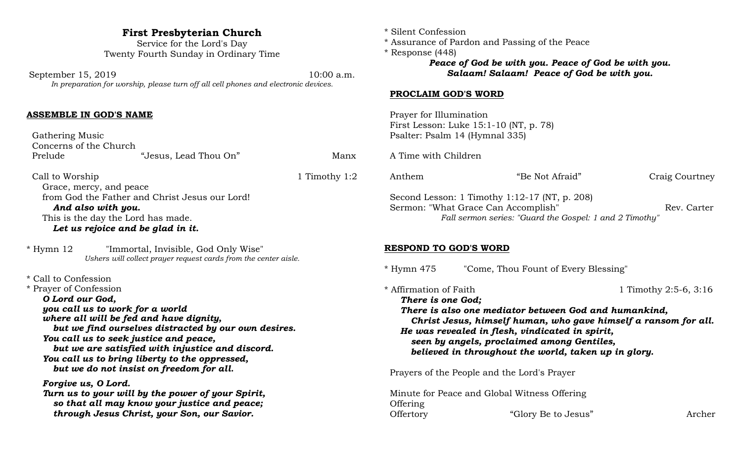# First Presbyterian Church

Service for the Lord's Day
Twenty Fourth Sunday in Ordinary Time

September 15, 2019 10:00 a.m.

*In preparation for worship, please turn off all cell phones and electronic devices.*

## ASSEMBLE IN GOD'S NAME

Gathering Music
Concerns of the Church
Prelude "Jesus, Lead Thou On" Manx

Call to Worship 1 Timothy 1:2
Grace, mercy, and peace
from God the Father and Christ Jesus our Lord!
***And also with you.***
This is the day the Lord has made.
***Let us rejoice and be glad in it.***

\* Hymn 12 "Immortal, Invisible, God Only Wise"
*Ushers will collect prayer request cards from the center aisle.*

\* Call to Confession
\* Prayer of Confession
***O Lord our God,***
***you call us to work for a world***
***where all will be fed and have dignity,***
***but we find ourselves distracted by our own desires.***
***You call us to seek justice and peace,***
***but we are satisfied with injustice and discord.***
***You call us to bring liberty to the oppressed,***
***but we do not insist on freedom for all.***

***Forgive us, O Lord.***
***Turn us to your will by the power of your Spirit,***
***so that all may know your justice and peace;***
***through Jesus Christ, your Son, our Savior.***

\* Silent Confession
\* Assurance of Pardon and Passing of the Peace
\* Response (448)
***Peace of God be with you. Peace of God be with you.***
***Salaam! Salaam! Peace of God be with you.***

## PROCLAIM GOD'S WORD

Prayer for Illumination
First Lesson: Luke 15:1-10 (NT, p. 78)
Psalter: Psalm 14 (Hymnal 335)

A Time with Children

Anthem "Be Not Afraid" Craig Courtney

Second Lesson: 1 Timothy 1:12-17 (NT, p. 208)
Sermon: "What Grace Can Accomplish" Rev. Carter
*Fall sermon series: "Guard the Gospel: 1 and 2 Timothy"*

## RESPOND TO GOD'S WORD

\* Hymn 475 "Come, Thou Fount of Every Blessing"

\* Affirmation of Faith 1 Timothy 2:5-6, 3:16
***There is one God;***
***There is also one mediator between God and humankind,***
***Christ Jesus, himself human, who gave himself a ransom for all.***
***He was revealed in flesh, vindicated in spirit,***
***seen by angels, proclaimed among Gentiles,***
***believed in throughout the world, taken up in glory.***

Prayers of the People and the Lord's Prayer

Minute for Peace and Global Witness Offering
Offering
Offertory "Glory Be to Jesus" Archer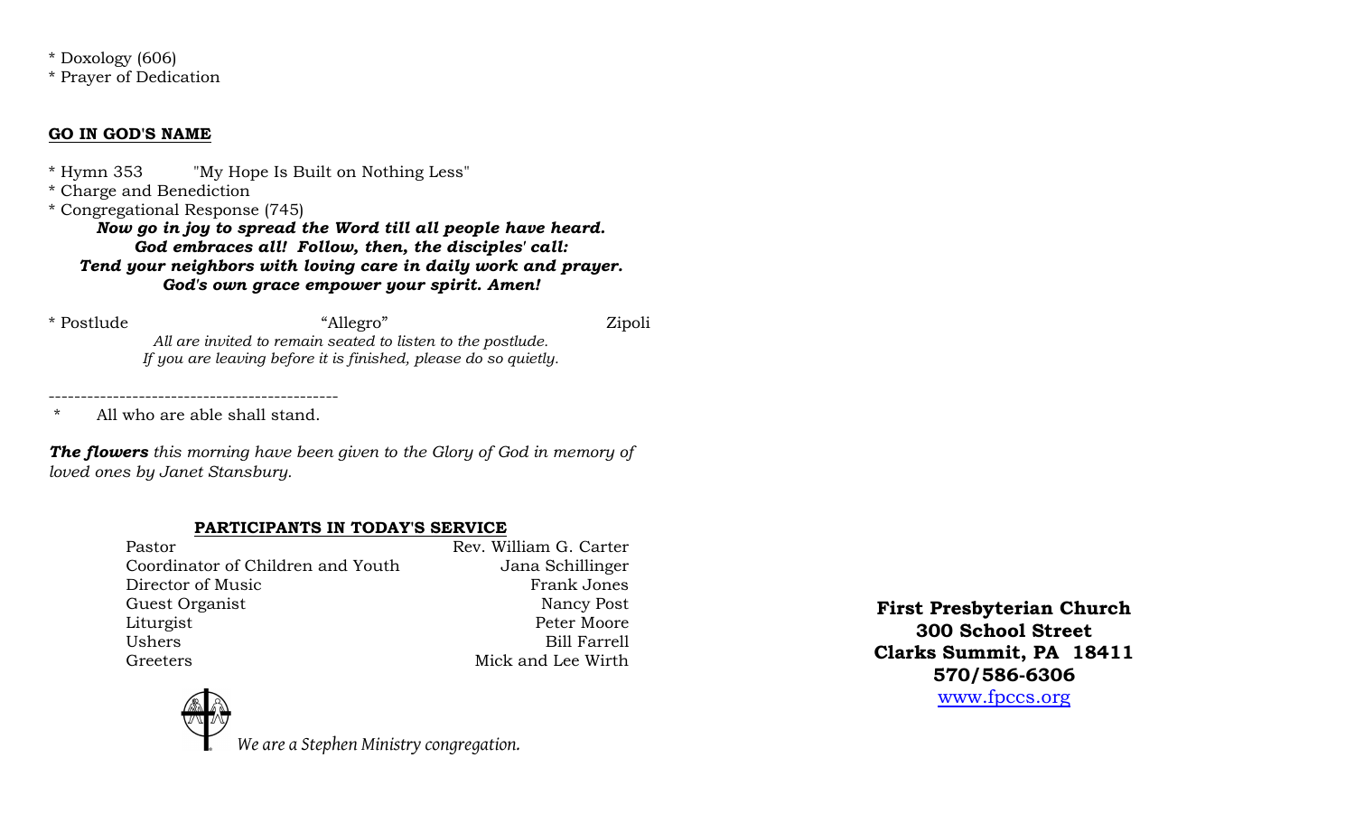* Doxology (606)
* Prayer of Dedication

**GO IN GOD'S NAME**

* Hymn 353 "My Hope Is Built on Nothing Less"
* Charge and Benediction
* Congregational Response (745)

***Now go in joy to spread the Word till all people have heard.***
***God embraces all! Follow, then, the disciples' call:***
***Tend your neighbors with loving care in daily work and prayer.***
***God's own grace empower your spirit. Amen!***

* Postlude "Allegro" Zipoli

*All are invited to remain seated to listen to the postlude.*
*If you are leaving before it is finished, please do so quietly.*

---------------------------------------------

* All who are able shall stand.

***The flowers*** *this morning have been given to the Glory of God in memory of loved ones by Janet Stansbury.*

**PARTICIPANTS IN TODAY'S SERVICE**

| | |
|---|---|
| Pastor | Rev. William G. Carter |
| Coordinator of Children and Youth | Jana Schillinger |
| Director of Music | Frank Jones |
| Guest Organist | Nancy Post |
| Liturgist | Peter Moore |
| Ushers | Bill Farrell |
| Greeters | Mick and Lee Wirth |

*We are a Stephen Ministry congregation.*

**First Presbyterian Church**
**300 School Street**
**Clarks Summit, PA 18411**
**570/586-6306**
www.fpccs.org